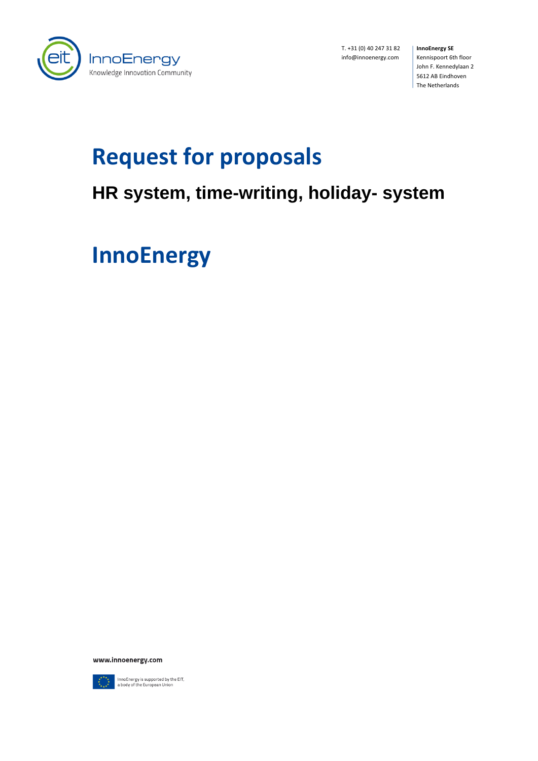InnoEnergy
Knowledge Innovation Community

T. +31 (0) 40 247 31 82
info@innoenergy.com

**InnoEnergy SE**
Kennispoort 6th floor
John F. Kennedylaan 2
5612 AB Eindhoven
The Netherlands

# Request for proposals

## HR system, time-writing, holiday- system

# InnoEnergy

**www.innoenergy.com**

InnoEnergy is supported by the EIT, a body of the European Union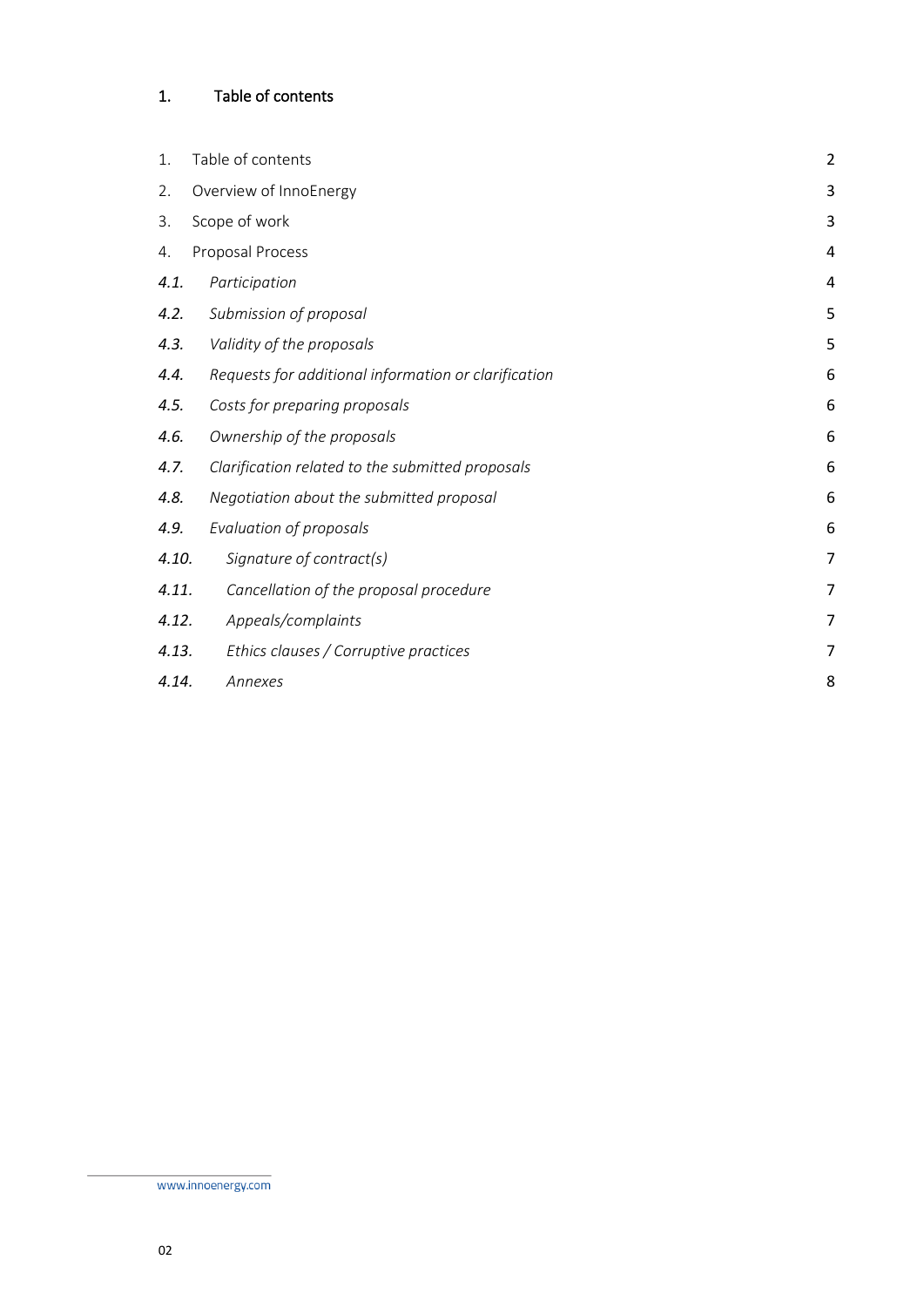# 1. Table of contents

| | | |
|---|---|---|
| 1. | Table of contents | 2 |
| 2. | Overview of InnoEnergy | 3 |
| 3. | Scope of work | 3 |
| 4. | Proposal Process | 4 |
| *4.1.* | *Participation* | 4 |
| *4.2.* | *Submission of proposal* | 5 |
| *4.3.* | *Validity of the proposals* | 5 |
| *4.4.* | *Requests for additional information or clarification* | 6 |
| *4.5.* | *Costs for preparing proposals* | 6 |
| *4.6.* | *Ownership of the proposals* | 6 |
| *4.7.* | *Clarification related to the submitted proposals* | 6 |
| *4.8.* | *Negotiation about the submitted proposal* | 6 |
| *4.9.* | *Evaluation of proposals* | 6 |
| *4.10.* | *Signature of contract(s)* | 7 |
| *4.11.* | *Cancellation of the proposal procedure* | 7 |
| *4.12.* | *Appeals/complaints* | 7 |
| *4.13.* | *Ethics clauses / Corruptive practices* | 7 |
| *4.14.* | *Annexes* | 8 |

www.innoenergy.com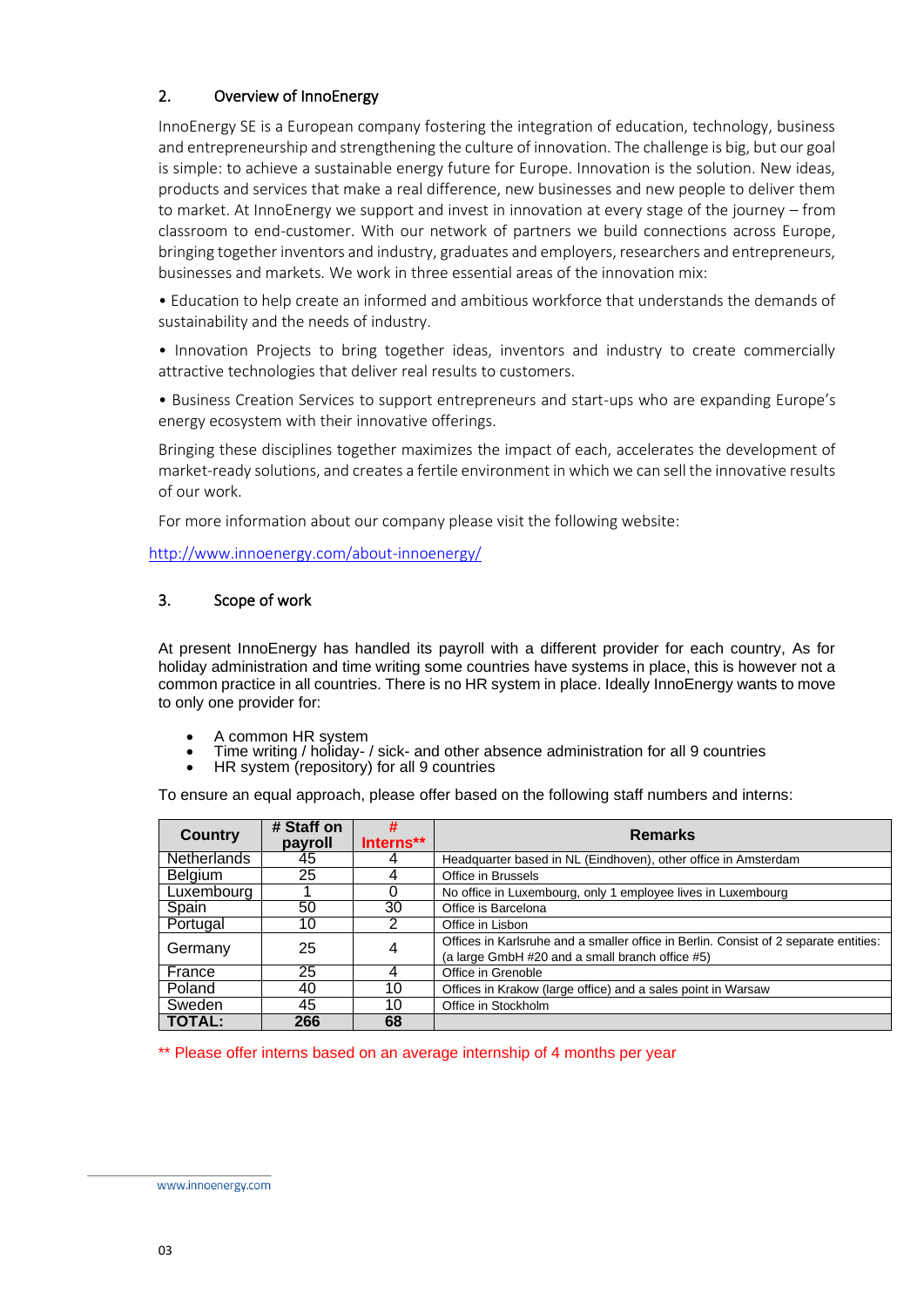## 2. Overview of InnoEnergy

InnoEnergy SE is a European company fostering the integration of education, technology, business and entrepreneurship and strengthening the culture of innovation. The challenge is big, but our goal is simple: to achieve a sustainable energy future for Europe. Innovation is the solution. New ideas, products and services that make a real difference, new businesses and new people to deliver them to market. At InnoEnergy we support and invest in innovation at every stage of the journey – from classroom to end-customer. With our network of partners we build connections across Europe, bringing together inventors and industry, graduates and employers, researchers and entrepreneurs, businesses and markets. We work in three essential areas of the innovation mix:

• Education to help create an informed and ambitious workforce that understands the demands of sustainability and the needs of industry.

• Innovation Projects to bring together ideas, inventors and industry to create commercially attractive technologies that deliver real results to customers.

• Business Creation Services to support entrepreneurs and start-ups who are expanding Europe's energy ecosystem with their innovative offerings.

Bringing these disciplines together maximizes the impact of each, accelerates the development of market-ready solutions, and creates a fertile environment in which we can sell the innovative results of our work.

For more information about our company please visit the following website:

http://www.innoenergy.com/about-innoenergy/

## 3. Scope of work

At present InnoEnergy has handled its payroll with a different provider for each country, As for holiday administration and time writing some countries have systems in place, this is however not a common practice in all countries. There is no HR system in place. Ideally InnoEnergy wants to move to only one provider for:

- A common HR system
- Time writing / holiday- / sick- and other absence administration for all 9 countries
- HR system (repository) for all 9 countries

To ensure an equal approach, please offer based on the following staff numbers and interns:

| Country | # Staff on payroll | # Interns** | Remarks |
|---|---|---|---|
| Netherlands | 45 | 4 | Headquarter based in NL (Eindhoven), other office in Amsterdam |
| Belgium | 25 | 4 | Office in Brussels |
| Luxembourg | 1 | 0 | No office in Luxembourg, only 1 employee lives in Luxembourg |
| Spain | 50 | 30 | Office is Barcelona |
| Portugal | 10 | 2 | Office in Lisbon |
| Germany | 25 | 4 | Offices in Karlsruhe and a smaller office in Berlin. Consist of 2 separate entities: (a large GmbH #20 and a small branch office #5) |
| France | 25 | 4 | Office in Grenoble |
| Poland | 40 | 10 | Offices in Krakow (large office) and a sales point in Warsaw |
| Sweden | 45 | 10 | Office in Stockholm |
| **TOTAL:** | **266** | **68** | |

** Please offer interns based on an average internship of 4 months per year

www.innoenergy.com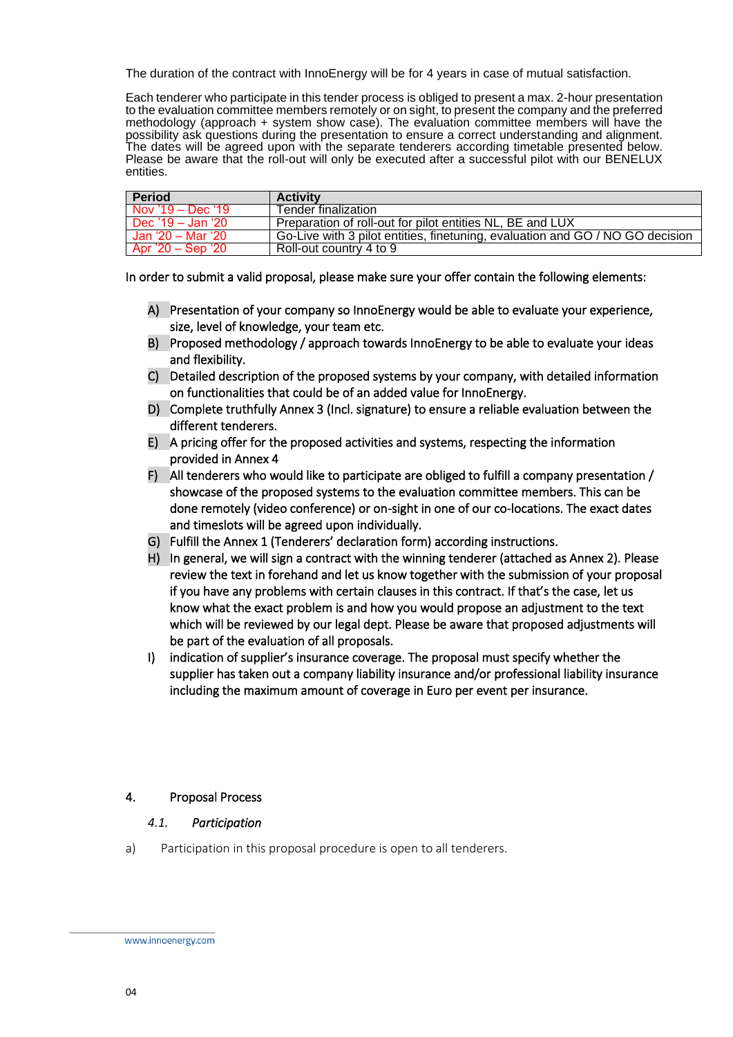The duration of the contract with InnoEnergy will be for 4 years in case of mutual satisfaction.

Each tenderer who participate in this tender process is obliged to present a max. 2-hour presentation to the evaluation committee members remotely or on sight, to present the company and the preferred methodology (approach + system show case). The evaluation committee members will have the possibility ask questions during the presentation to ensure a correct understanding and alignment. The dates will be agreed upon with the separate tenderers according timetable presented below. Please be aware that the roll-out will only be executed after a successful pilot with our BENELUX entities.

| Period | Activity |
|---|---|
| Nov '19 – Dec '19 | Tender finalization |
| Dec '19 – Jan '20 | Preparation of roll-out for pilot entities NL, BE and LUX |
| Jan '20 – Mar '20 | Go-Live with 3 pilot entities, finetuning, evaluation and GO / NO GO decision |
| Apr '20 – Sep '20 | Roll-out country 4 to 9 |

In order to submit a valid proposal, please make sure your offer contain the following elements:

A) Presentation of your company so InnoEnergy would be able to evaluate your experience, size, level of knowledge, your team etc.
B) Proposed methodology / approach towards InnoEnergy to be able to evaluate your ideas and flexibility.
C) Detailed description of the proposed systems by your company, with detailed information on functionalities that could be of an added value for InnoEnergy.
D) Complete truthfully Annex 3 (Incl. signature) to ensure a reliable evaluation between the different tenderers.
E) A pricing offer for the proposed activities and systems, respecting the information provided in Annex 4
F) All tenderers who would like to participate are obliged to fulfill a company presentation / showcase of the proposed systems to the evaluation committee members. This can be done remotely (video conference) or on-sight in one of our co-locations. The exact dates and timeslots will be agreed upon individually.
G) Fulfill the Annex 1 (Tenderers' declaration form) according instructions.
H) In general, we will sign a contract with the winning tenderer (attached as Annex 2). Please review the text in forehand and let us know together with the submission of your proposal if you have any problems with certain clauses in this contract. If that's the case, let us know what the exact problem is and how you would propose an adjustment to the text which will be reviewed by our legal dept. Please be aware that proposed adjustments will be part of the evaluation of all proposals.
I) indication of supplier's insurance coverage. The proposal must specify whether the supplier has taken out a company liability insurance and/or professional liability insurance including the maximum amount of coverage in Euro per event per insurance.

## 4. Proposal Process

### *4.1. Participation*

a) Participation in this proposal procedure is open to all tenderers.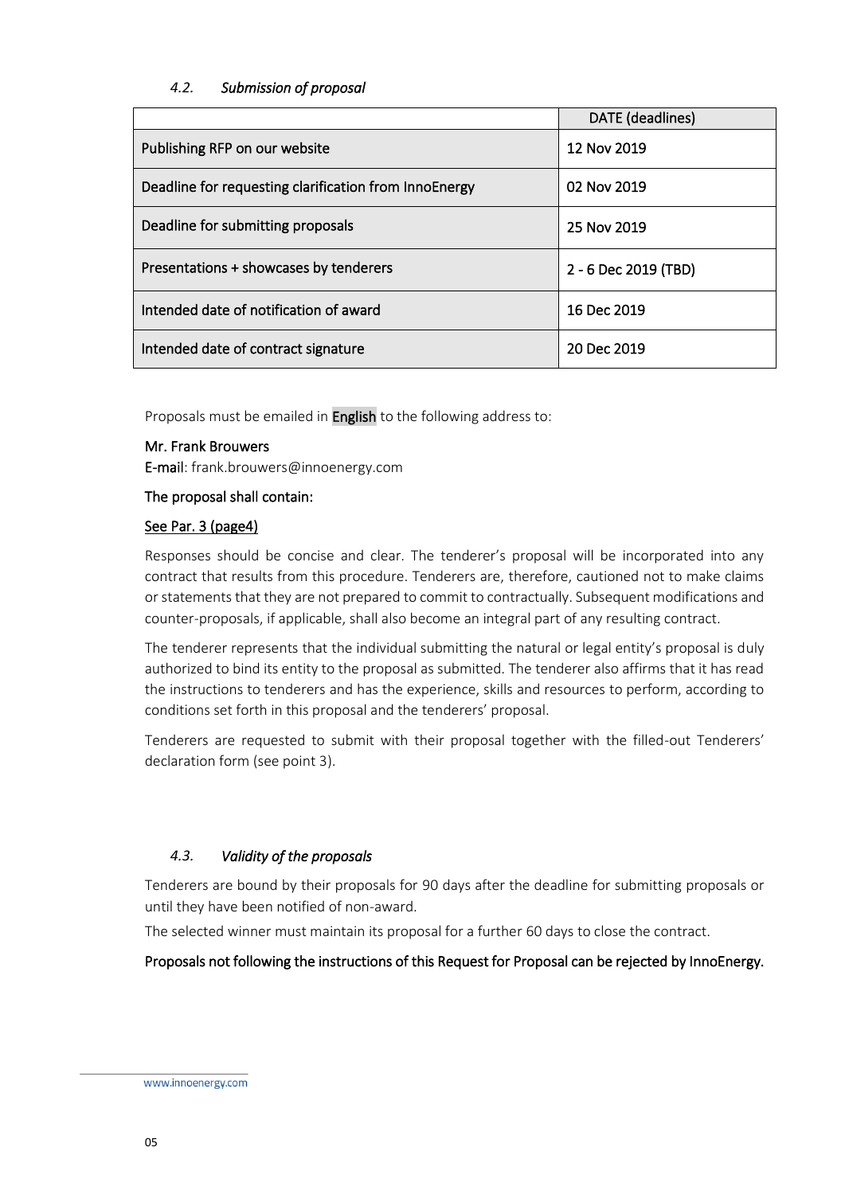### *4.2. Submission of proposal*

| | DATE (deadlines) |
|---|---|
| Publishing RFP on our website | 12 Nov 2019 |
| Deadline for requesting clarification from InnoEnergy | 02 Nov 2019 |
| Deadline for submitting proposals | 25 Nov 2019 |
| Presentations + showcases by tenderers | 2 - 6 Dec 2019 (TBD) |
| Intended date of notification of award | 16 Dec 2019 |
| Intended date of contract signature | 20 Dec 2019 |

Proposals must be emailed in **English** to the following address to:

Mr. Frank Brouwers
E-mail: frank.brouwers@innoenergy.com

The proposal shall contain:

See Par. 3 (page4)

Responses should be concise and clear. The tenderer's proposal will be incorporated into any contract that results from this procedure. Tenderers are, therefore, cautioned not to make claims or statements that they are not prepared to commit to contractually. Subsequent modifications and counter-proposals, if applicable, shall also become an integral part of any resulting contract.

The tenderer represents that the individual submitting the natural or legal entity's proposal is duly authorized to bind its entity to the proposal as submitted. The tenderer also affirms that it has read the instructions to tenderers and has the experience, skills and resources to perform, according to conditions set forth in this proposal and the tenderers' proposal.

Tenderers are requested to submit with their proposal together with the filled-out Tenderers' declaration form (see point 3).

### *4.3. Validity of the proposals*

Tenderers are bound by their proposals for 90 days after the deadline for submitting proposals or until they have been notified of non-award.

The selected winner must maintain its proposal for a further 60 days to close the contract.

Proposals not following the instructions of this Request for Proposal can be rejected by InnoEnergy.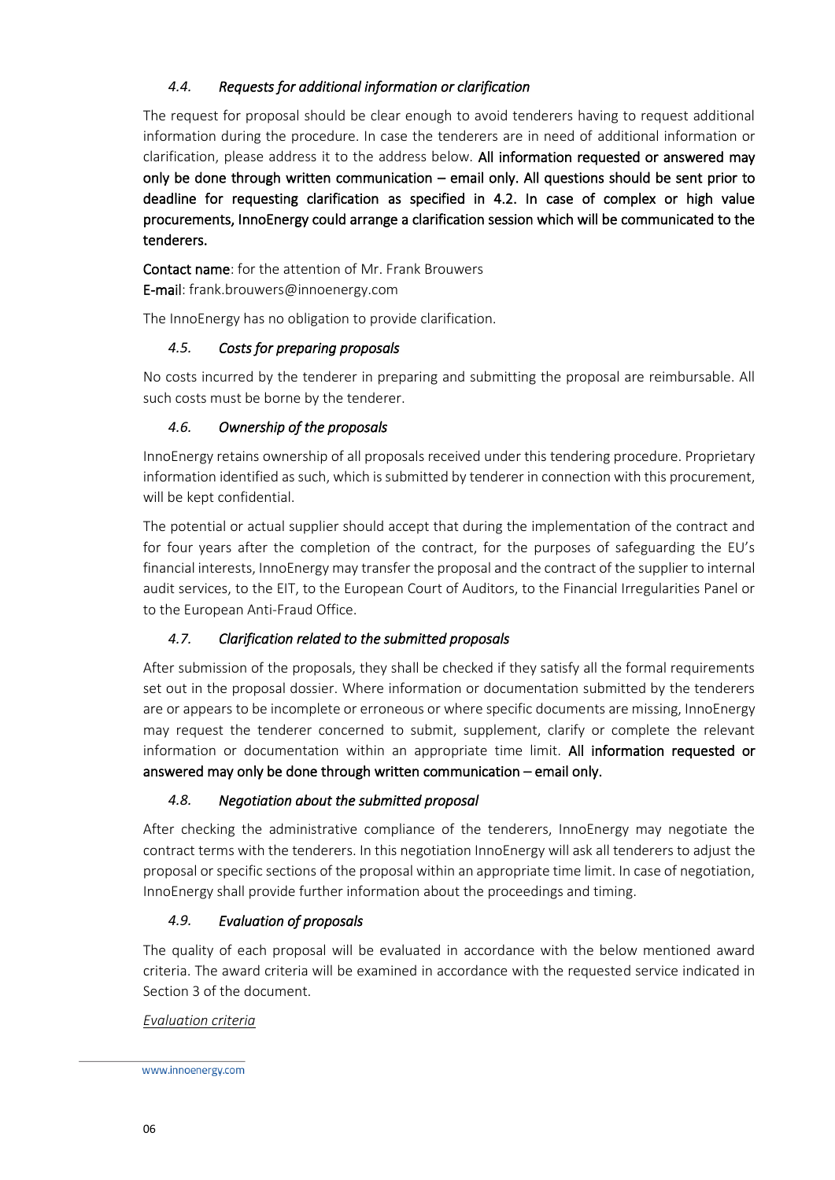### *4.4. Requests for additional information or clarification*

The request for proposal should be clear enough to avoid tenderers having to request additional information during the procedure. In case the tenderers are in need of additional information or clarification, please address it to the address below. **All information requested or answered may only be done through written communication – email only. All questions should be sent prior to deadline for requesting clarification as specified in 4.2. In case of complex or high value procurements, InnoEnergy could arrange a clarification session which will be communicated to the tenderers.**

**Contact name**: for the attention of Mr. Frank Brouwers
**E-mail**: frank.brouwers@innoenergy.com

The InnoEnergy has no obligation to provide clarification.

### *4.5. Costs for preparing proposals*

No costs incurred by the tenderer in preparing and submitting the proposal are reimbursable. All such costs must be borne by the tenderer.

### *4.6. Ownership of the proposals*

InnoEnergy retains ownership of all proposals received under this tendering procedure. Proprietary information identified as such, which is submitted by tenderer in connection with this procurement, will be kept confidential.

The potential or actual supplier should accept that during the implementation of the contract and for four years after the completion of the contract, for the purposes of safeguarding the EU's financial interests, InnoEnergy may transfer the proposal and the contract of the supplier to internal audit services, to the EIT, to the European Court of Auditors, to the Financial Irregularities Panel or to the European Anti-Fraud Office.

### *4.7. Clarification related to the submitted proposals*

After submission of the proposals, they shall be checked if they satisfy all the formal requirements set out in the proposal dossier. Where information or documentation submitted by the tenderers are or appears to be incomplete or erroneous or where specific documents are missing, InnoEnergy may request the tenderer concerned to submit, supplement, clarify or complete the relevant information or documentation within an appropriate time limit. **All information requested or answered may only be done through written communication – email only.**

### *4.8. Negotiation about the submitted proposal*

After checking the administrative compliance of the tenderers, InnoEnergy may negotiate the contract terms with the tenderers. In this negotiation InnoEnergy will ask all tenderers to adjust the proposal or specific sections of the proposal within an appropriate time limit. In case of negotiation, InnoEnergy shall provide further information about the proceedings and timing.

### *4.9. Evaluation of proposals*

The quality of each proposal will be evaluated in accordance with the below mentioned award criteria. The award criteria will be examined in accordance with the requested service indicated in Section 3 of the document.

*Evaluation criteria*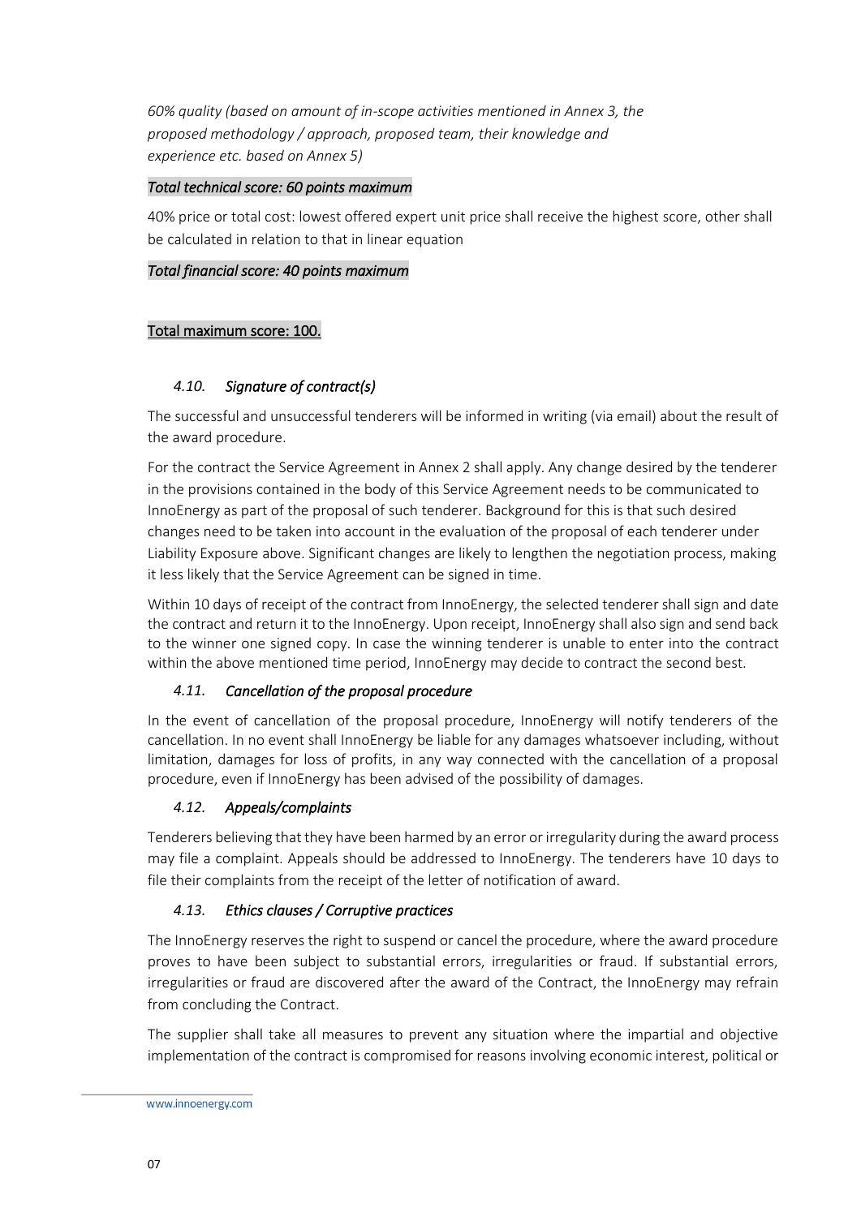*60% quality (based on amount of in-scope activities mentioned in Annex 3, the proposed methodology / approach, proposed team, their knowledge and experience etc. based on Annex 5)*

*Total technical score: 60 points maximum*

40% price or total cost: lowest offered expert unit price shall receive the highest score, other shall be calculated in relation to that in linear equation

*Total financial score: 40 points maximum*

Total maximum score: 100.

### *4.10. Signature of contract(s)*

The successful and unsuccessful tenderers will be informed in writing (via email) about the result of the award procedure.

For the contract the Service Agreement in Annex 2 shall apply. Any change desired by the tenderer in the provisions contained in the body of this Service Agreement needs to be communicated to InnoEnergy as part of the proposal of such tenderer. Background for this is that such desired changes need to be taken into account in the evaluation of the proposal of each tenderer under Liability Exposure above. Significant changes are likely to lengthen the negotiation process, making it less likely that the Service Agreement can be signed in time.

Within 10 days of receipt of the contract from InnoEnergy, the selected tenderer shall sign and date the contract and return it to the InnoEnergy. Upon receipt, InnoEnergy shall also sign and send back to the winner one signed copy. In case the winning tenderer is unable to enter into the contract within the above mentioned time period, InnoEnergy may decide to contract the second best.

### *4.11. Cancellation of the proposal procedure*

In the event of cancellation of the proposal procedure, InnoEnergy will notify tenderers of the cancellation. In no event shall InnoEnergy be liable for any damages whatsoever including, without limitation, damages for loss of profits, in any way connected with the cancellation of a proposal procedure, even if InnoEnergy has been advised of the possibility of damages.

### *4.12. Appeals/complaints*

Tenderers believing that they have been harmed by an error or irregularity during the award process may file a complaint. Appeals should be addressed to InnoEnergy. The tenderers have 10 days to file their complaints from the receipt of the letter of notification of award.

### *4.13. Ethics clauses / Corruptive practices*

The InnoEnergy reserves the right to suspend or cancel the procedure, where the award procedure proves to have been subject to substantial errors, irregularities or fraud. If substantial errors, irregularities or fraud are discovered after the award of the Contract, the InnoEnergy may refrain from concluding the Contract.

The supplier shall take all measures to prevent any situation where the impartial and objective implementation of the contract is compromised for reasons involving economic interest, political or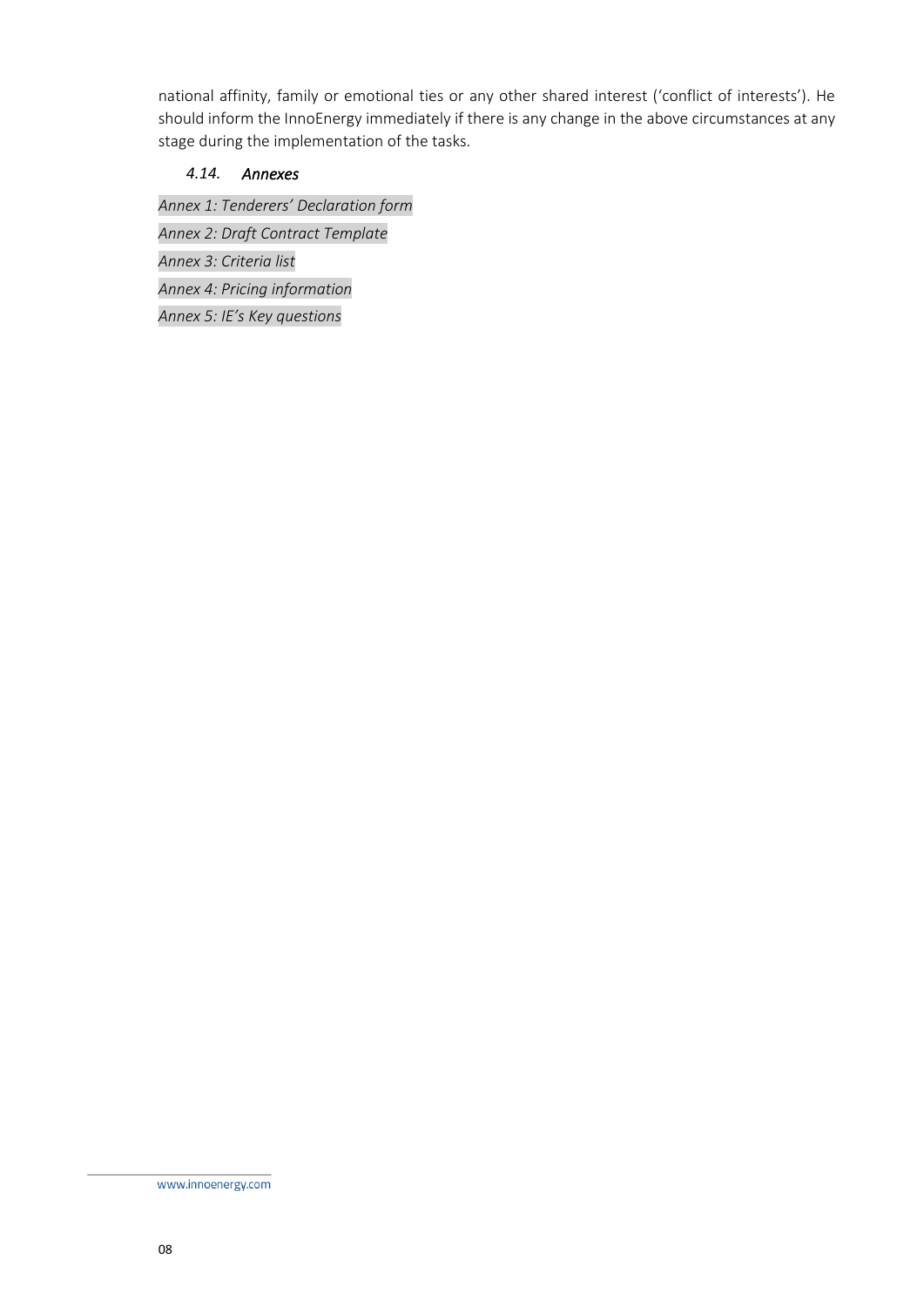national affinity, family or emotional ties or any other shared interest ('conflict of interests'). He should inform the InnoEnergy immediately if there is any change in the above circumstances at any stage during the implementation of the tasks.

### *4.14. Annexes*

*Annex 1: Tenderers' Declaration form*

*Annex 2: Draft Contract Template*

*Annex 3: Criteria list*

*Annex 4: Pricing information*

*Annex 5: IE's Key questions*